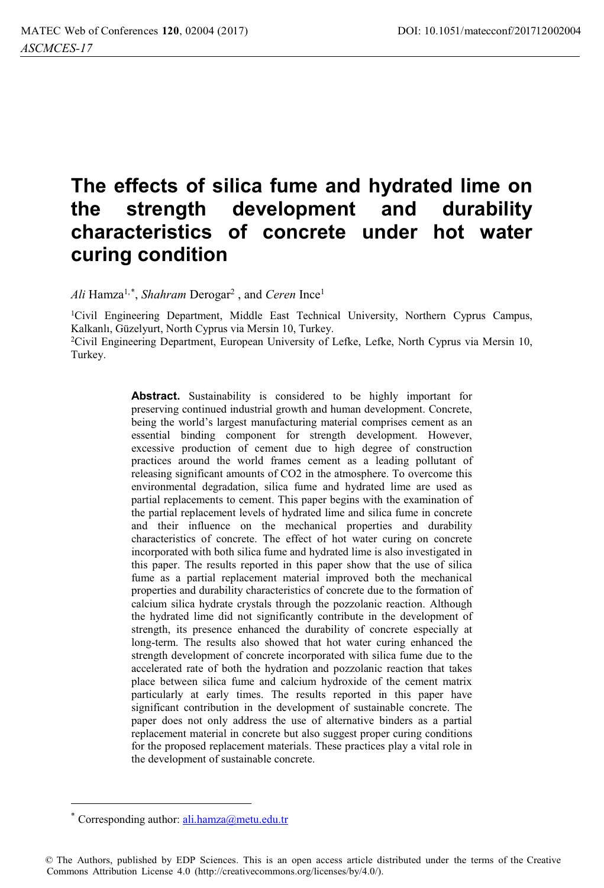# The effects of silica fume and hydrated lime on the strength development and durability characteristics of concrete under hot water curing condition

*Ali* Hamza[1,*], *Shahram* Derogar[2] , and *Ceren* Ince[1]

[1]Civil Engineering Department, Middle East Technical University, Northern Cyprus Campus, Kalkanlı, Güzelyurt, North Cyprus via Mersin 10, Turkey.

[2]Civil Engineering Department, European University of Lefke, Lefke, North Cyprus via Mersin 10, Turkey.

**Abstract.** Sustainability is considered to be highly important for preserving continued industrial growth and human development. Concrete, being the world's largest manufacturing material comprises cement as an essential binding component for strength development. However, excessive production of cement due to high degree of construction practices around the world frames cement as a leading pollutant of releasing significant amounts of $CO_2$ in the atmosphere. To overcome this environmental degradation, silica fume and hydrated lime are used as partial replacements to cement. This paper begins with the examination of the partial replacement levels of hydrated lime and silica fume in concrete and their influence on the mechanical properties and durability characteristics of concrete. The effect of hot water curing on concrete incorporated with both silica fume and hydrated lime is also investigated in this paper. The results reported in this paper show that the use of silica fume as a partial replacement material improved both the mechanical properties and durability characteristics of concrete due to the formation of calcium silica hydrate crystals through the pozzolanic reaction. Although the hydrated lime did not significantly contribute in the development of strength, its presence enhanced the durability of concrete especially at long-term. The results also showed that hot water curing enhanced the strength development of concrete incorporated with silica fume due to the accelerated rate of both the hydration and pozzolanic reaction that takes place between silica fume and calcium hydroxide of the cement matrix particularly at early times. The results reported in this paper have significant contribution in the development of sustainable concrete. The paper does not only address the use of alternative binders as a partial replacement material in concrete but also suggest proper curing conditions for the proposed replacement materials. These practices play a vital role in the development of sustainable concrete.

[*] Corresponding author: ali.hamza@metu.edu.tr

© The Authors, published by EDP Sciences. This is an open access article distributed under the terms of the Creative Commons Attribution License 4.0 (http://creativecommons.org/licenses/by/4.0/).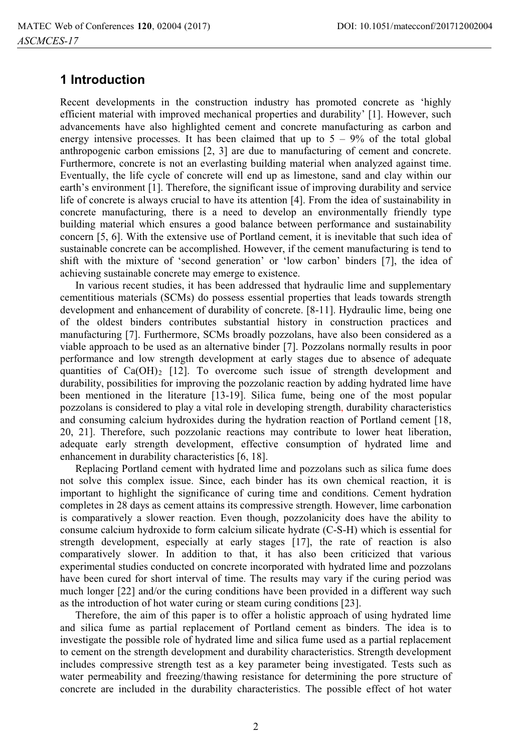## 1 Introduction

Recent developments in the construction industry has promoted concrete as 'highly efficient material with improved mechanical properties and durability' [1]. However, such advancements have also highlighted cement and concrete manufacturing as carbon and energy intensive processes. It has been claimed that up to 5 – 9% of the total global anthropogenic carbon emissions [2, 3] are due to manufacturing of cement and concrete. Furthermore, concrete is not an everlasting building material when analyzed against time. Eventually, the life cycle of concrete will end up as limestone, sand and clay within our earth's environment [1]. Therefore, the significant issue of improving durability and service life of concrete is always crucial to have its attention [4]. From the idea of sustainability in concrete manufacturing, there is a need to develop an environmentally friendly type building material which ensures a good balance between performance and sustainability concern [5, 6]. With the extensive use of Portland cement, it is inevitable that such idea of sustainable concrete can be accomplished. However, if the cement manufacturing is tend to shift with the mixture of 'second generation' or 'low carbon' binders [7], the idea of achieving sustainable concrete may emerge to existence.

In various recent studies, it has been addressed that hydraulic lime and supplementary cementitious materials (SCMs) do possess essential properties that leads towards strength development and enhancement of durability of concrete. [8-11]. Hydraulic lime, being one of the oldest binders contributes substantial history in construction practices and manufacturing [7]. Furthermore, SCMs broadly pozzolans, have also been considered as a viable approach to be used as an alternative binder [7]. Pozzolans normally results in poor performance and low strength development at early stages due to absence of adequate quantities of $Ca(OH)_2$ [12]. To overcome such issue of strength development and durability, possibilities for improving the pozzolanic reaction by adding hydrated lime have been mentioned in the literature [13-19]. Silica fume, being one of the most popular pozzolans is considered to play a vital role in developing strength, durability characteristics and consuming calcium hydroxides during the hydration reaction of Portland cement [18, 20, 21]. Therefore, such pozzolanic reactions may contribute to lower heat liberation, adequate early strength development, effective consumption of hydrated lime and enhancement in durability characteristics [6, 18].

Replacing Portland cement with hydrated lime and pozzolans such as silica fume does not solve this complex issue. Since, each binder has its own chemical reaction, it is important to highlight the significance of curing time and conditions. Cement hydration completes in 28 days as cement attains its compressive strength. However, lime carbonation is comparatively a slower reaction. Even though, pozzolanicity does have the ability to consume calcium hydroxide to form calcium silicate hydrate (C-S-H) which is essential for strength development, especially at early stages [17], the rate of reaction is also comparatively slower. In addition to that, it has also been criticized that various experimental studies conducted on concrete incorporated with hydrated lime and pozzolans have been cured for short interval of time. The results may vary if the curing period was much longer [22] and/or the curing conditions have been provided in a different way such as the introduction of hot water curing or steam curing conditions [23].

Therefore, the aim of this paper is to offer a holistic approach of using hydrated lime and silica fume as partial replacement of Portland cement as binders. The idea is to investigate the possible role of hydrated lime and silica fume used as a partial replacement to cement on the strength development and durability characteristics. Strength development includes compressive strength test as a key parameter being investigated. Tests such as water permeability and freezing/thawing resistance for determining the pore structure of concrete are included in the durability characteristics. The possible effect of hot water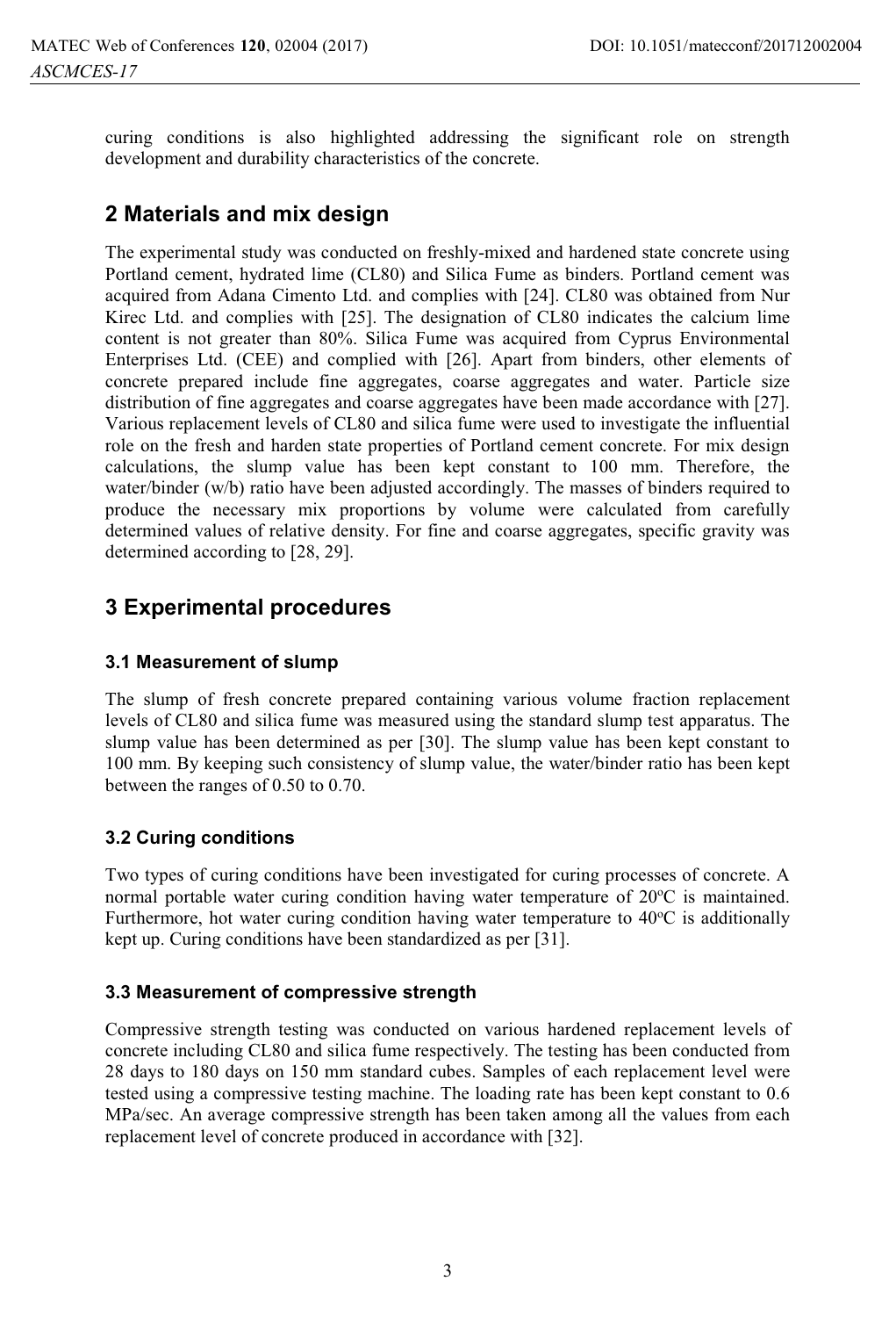curing conditions is also highlighted addressing the significant role on strength development and durability characteristics of the concrete.

## 2 Materials and mix design

The experimental study was conducted on freshly-mixed and hardened state concrete using Portland cement, hydrated lime (CL80) and Silica Fume as binders. Portland cement was acquired from Adana Cimento Ltd. and complies with [24]. CL80 was obtained from Nur Kirec Ltd. and complies with [25]. The designation of CL80 indicates the calcium lime content is not greater than 80%. Silica Fume was acquired from Cyprus Environmental Enterprises Ltd. (CEE) and complied with [26]. Apart from binders, other elements of concrete prepared include fine aggregates, coarse aggregates and water. Particle size distribution of fine aggregates and coarse aggregates have been made accordance with [27]. Various replacement levels of CL80 and silica fume were used to investigate the influential role on the fresh and harden state properties of Portland cement concrete. For mix design calculations, the slump value has been kept constant to 100 mm. Therefore, the water/binder (w/b) ratio have been adjusted accordingly. The masses of binders required to produce the necessary mix proportions by volume were calculated from carefully determined values of relative density. For fine and coarse aggregates, specific gravity was determined according to [28, 29].

## 3 Experimental procedures

### 3.1 Measurement of slump

The slump of fresh concrete prepared containing various volume fraction replacement levels of CL80 and silica fume was measured using the standard slump test apparatus. The slump value has been determined as per [30]. The slump value has been kept constant to 100 mm. By keeping such consistency of slump value, the water/binder ratio has been kept between the ranges of 0.50 to 0.70.

### 3.2 Curing conditions

Two types of curing conditions have been investigated for curing processes of concrete. A normal portable water curing condition having water temperature of 20$^{o}$C is maintained. Furthermore, hot water curing condition having water temperature to 40$^{o}$C is additionally kept up. Curing conditions have been standardized as per [31].

### 3.3 Measurement of compressive strength

Compressive strength testing was conducted on various hardened replacement levels of concrete including CL80 and silica fume respectively. The testing has been conducted from 28 days to 180 days on 150 mm standard cubes. Samples of each replacement level were tested using a compressive testing machine. The loading rate has been kept constant to 0.6 MPa/sec. An average compressive strength has been taken among all the values from each replacement level of concrete produced in accordance with [32].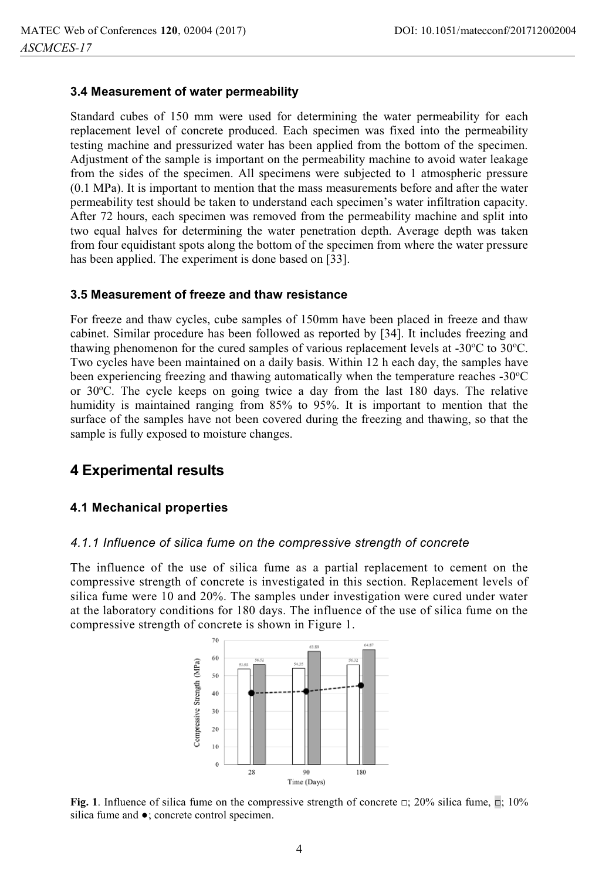### 3.4 Measurement of water permeability

Standard cubes of 150 mm were used for determining the water permeability for each replacement level of concrete produced. Each specimen was fixed into the permeability testing machine and pressurized water has been applied from the bottom of the specimen. Adjustment of the sample is important on the permeability machine to avoid water leakage from the sides of the specimen. All specimens were subjected to 1 atmospheric pressure (0.1 MPa). It is important to mention that the mass measurements before and after the water permeability test should be taken to understand each specimen's water infiltration capacity. After 72 hours, each specimen was removed from the permeability machine and split into two equal halves for determining the water penetration depth. Average depth was taken from four equidistant spots along the bottom of the specimen from where the water pressure has been applied. The experiment is done based on [33].

### 3.5 Measurement of freeze and thaw resistance

For freeze and thaw cycles, cube samples of 150mm have been placed in freeze and thaw cabinet. Similar procedure has been followed as reported by [34]. It includes freezing and thawing phenomenon for the cured samples of various replacement levels at -30°C to 30°C. Two cycles have been maintained on a daily basis. Within 12 h each day, the samples have been experiencing freezing and thawing automatically when the temperature reaches -30°C or 30°C. The cycle keeps on going twice a day from the last 180 days. The relative humidity is maintained ranging from 85% to 95%. It is important to mention that the surface of the samples have not been covered during the freezing and thawing, so that the sample is fully exposed to moisture changes.

## 4 Experimental results

### 4.1 Mechanical properties

#### *4.1.1 Influence of silica fume on the compressive strength of concrete*

The influence of the use of silica fume as a partial replacement to cement on the compressive strength of concrete is investigated in this section. Replacement levels of silica fume were 10 and 20%. The samples under investigation were cured under water at the laboratory conditions for 180 days. The influence of the use of silica fume on the compressive strength of concrete is shown in Figure 1.

**Fig. 1**. Influence of silica fume on the compressive strength of concrete □; 20% silica fume, ▪; 10% silica fume and ●; concrete control specimen.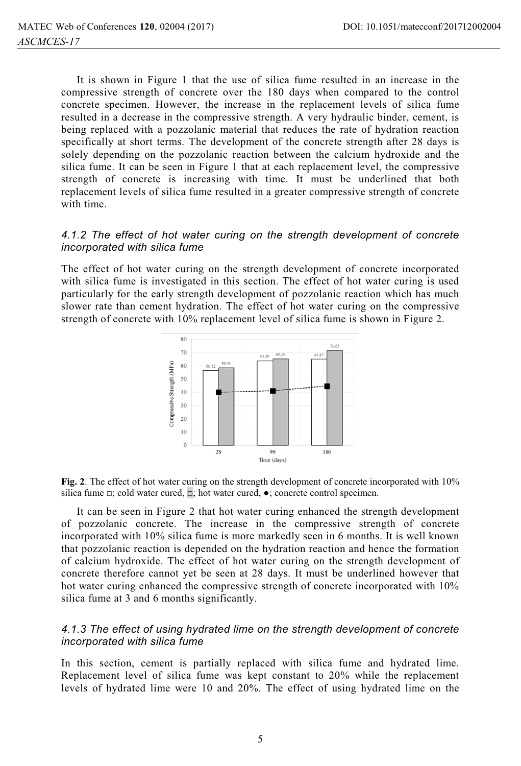It is shown in Figure 1 that the use of silica fume resulted in an increase in the compressive strength of concrete over the 180 days when compared to the control concrete specimen. However, the increase in the replacement levels of silica fume resulted in a decrease in the compressive strength. A very hydraulic binder, cement, is being replaced with a pozzolanic material that reduces the rate of hydration reaction specifically at short terms. The development of the concrete strength after 28 days is solely depending on the pozzolanic reaction between the calcium hydroxide and the silica fume. It can be seen in Figure 1 that at each replacement level, the compressive strength of concrete is increasing with time. It must be underlined that both replacement levels of silica fume resulted in a greater compressive strength of concrete with time.

### *4.1.2 The effect of hot water curing on the strength development of concrete incorporated with silica fume*

The effect of hot water curing on the strength development of concrete incorporated with silica fume is investigated in this section. The effect of hot water curing is used particularly for the early strength development of pozzolanic reaction which has much slower rate than cement hydration. The effect of hot water curing on the compressive strength of concrete with 10% replacement level of silica fume is shown in Figure 2.

**Fig. 2**. The effect of hot water curing on the strength development of concrete incorporated with 10% silica fume □; cold water cured, □; hot water cured, ●; concrete control specimen.

It can be seen in Figure 2 that hot water curing enhanced the strength development of pozzolanic concrete. The increase in the compressive strength of concrete incorporated with 10% silica fume is more markedly seen in 6 months. It is well known that pozzolanic reaction is depended on the hydration reaction and hence the formation of calcium hydroxide. The effect of hot water curing on the strength development of concrete therefore cannot yet be seen at 28 days. It must be underlined however that hot water curing enhanced the compressive strength of concrete incorporated with 10% silica fume at 3 and 6 months significantly.

### *4.1.3 The effect of using hydrated lime on the strength development of concrete incorporated with silica fume*

In this section, cement is partially replaced with silica fume and hydrated lime. Replacement level of silica fume was kept constant to 20% while the replacement levels of hydrated lime were 10 and 20%. The effect of using hydrated lime on the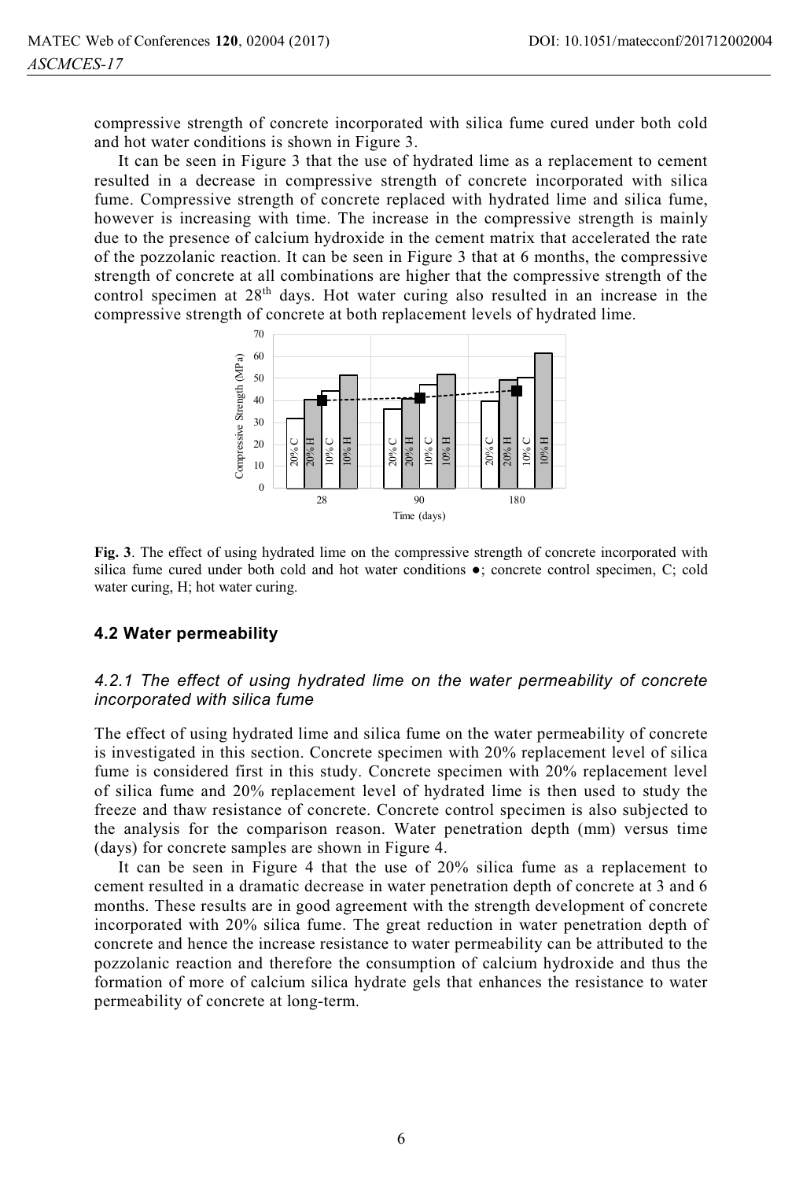compressive strength of concrete incorporated with silica fume cured under both cold and hot water conditions is shown in Figure 3.

It can be seen in Figure 3 that the use of hydrated lime as a replacement to cement resulted in a decrease in compressive strength of concrete incorporated with silica fume. Compressive strength of concrete replaced with hydrated lime and silica fume, however is increasing with time. The increase in the compressive strength is mainly due to the presence of calcium hydroxide in the cement matrix that accelerated the rate of the pozzolanic reaction. It can be seen in Figure 3 that at 6 months, the compressive strength of concrete at all combinations are higher that the compressive strength of the control specimen at 28th days. Hot water curing also resulted in an increase in the compressive strength of concrete at both replacement levels of hydrated lime.

**Fig. 3**. The effect of using hydrated lime on the compressive strength of concrete incorporated with silica fume cured under both cold and hot water conditions ●; concrete control specimen, C; cold water curing, H; hot water curing.

### 4.2 Water permeability

#### *4.2.1 The effect of using hydrated lime on the water permeability of concrete incorporated with silica fume*

The effect of using hydrated lime and silica fume on the water permeability of concrete is investigated in this section. Concrete specimen with 20% replacement level of silica fume is considered first in this study. Concrete specimen with 20% replacement level of silica fume and 20% replacement level of hydrated lime is then used to study the freeze and thaw resistance of concrete. Concrete control specimen is also subjected to the analysis for the comparison reason. Water penetration depth (mm) versus time (days) for concrete samples are shown in Figure 4.

It can be seen in Figure 4 that the use of 20% silica fume as a replacement to cement resulted in a dramatic decrease in water penetration depth of concrete at 3 and 6 months. These results are in good agreement with the strength development of concrete incorporated with 20% silica fume. The great reduction in water penetration depth of concrete and hence the increase resistance to water permeability can be attributed to the pozzolanic reaction and therefore the consumption of calcium hydroxide and thus the formation of more of calcium silica hydrate gels that enhances the resistance to water permeability of concrete at long-term.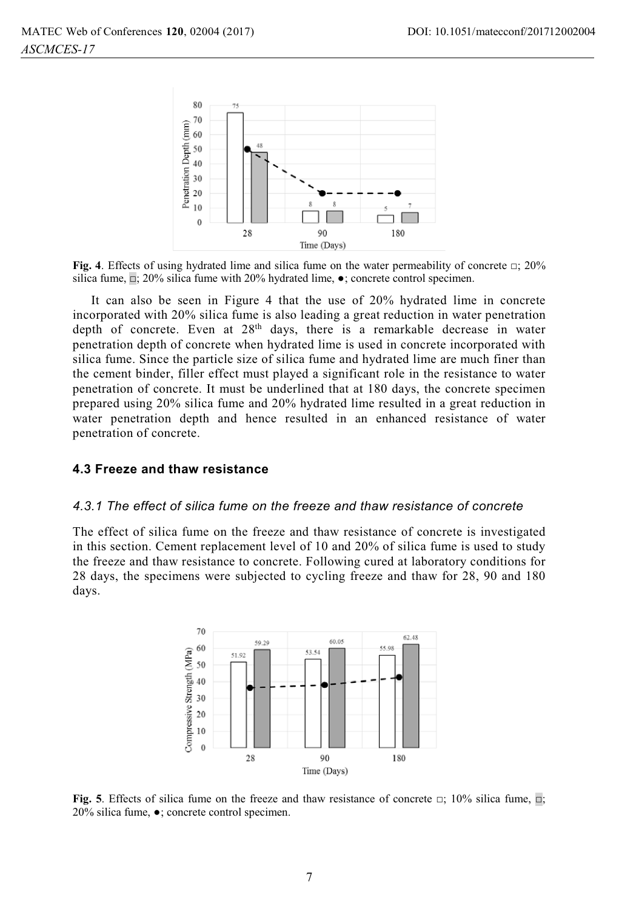**Fig. 4**. Effects of using hydrated lime and silica fume on the water permeability of concrete □; 20% silica fume, □; 20% silica fume with 20% hydrated lime, ●; concrete control specimen.

It can also be seen in Figure 4 that the use of 20% hydrated lime in concrete incorporated with 20% silica fume is also leading a great reduction in water penetration depth of concrete. Even at 28th days, there is a remarkable decrease in water penetration depth of concrete when hydrated lime is used in concrete incorporated with silica fume. Since the particle size of silica fume and hydrated lime are much finer than the cement binder, filler effect must played a significant role in the resistance to water penetration of concrete. It must be underlined that at 180 days, the concrete specimen prepared using 20% silica fume and 20% hydrated lime resulted in a great reduction in water penetration depth and hence resulted in an enhanced resistance of water penetration of concrete.

### 4.3 Freeze and thaw resistance

#### *4.3.1 The effect of silica fume on the freeze and thaw resistance of concrete*

The effect of silica fume on the freeze and thaw resistance of concrete is investigated in this section. Cement replacement level of 10 and 20% of silica fume is used to study the freeze and thaw resistance to concrete. Following cured at laboratory conditions for 28 days, the specimens were subjected to cycling freeze and thaw for 28, 90 and 180 days.

**Fig. 5**. Effects of silica fume on the freeze and thaw resistance of concrete □; 10% silica fume, □; 20% silica fume, ●; concrete control specimen.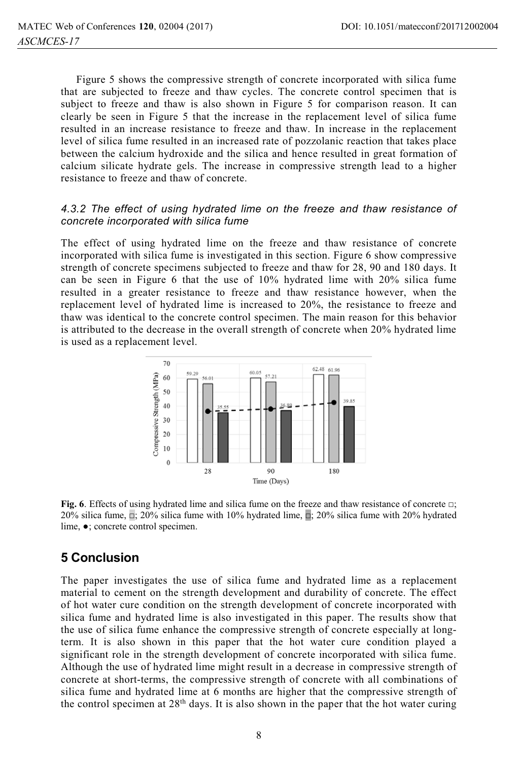Figure 5 shows the compressive strength of concrete incorporated with silica fume that are subjected to freeze and thaw cycles. The concrete control specimen that is subject to freeze and thaw is also shown in Figure 5 for comparison reason. It can clearly be seen in Figure 5 that the increase in the replacement level of silica fume resulted in an increase resistance to freeze and thaw. In increase in the replacement level of silica fume resulted in an increased rate of pozzolanic reaction that takes place between the calcium hydroxide and the silica and hence resulted in great formation of calcium silicate hydrate gels. The increase in compressive strength lead to a higher resistance to freeze and thaw of concrete.

### *4.3.2 The effect of using hydrated lime on the freeze and thaw resistance of concrete incorporated with silica fume*

The effect of using hydrated lime on the freeze and thaw resistance of concrete incorporated with silica fume is investigated in this section. Figure 6 show compressive strength of concrete specimens subjected to freeze and thaw for 28, 90 and 180 days. It can be seen in Figure 6 that the use of 10% hydrated lime with 20% silica fume resulted in a greater resistance to freeze and thaw resistance however, when the replacement level of hydrated lime is increased to 20%, the resistance to freeze and thaw was identical to the concrete control specimen. The main reason for this behavior is attributed to the decrease in the overall strength of concrete when 20% hydrated lime is used as a replacement level.

**Fig. 6**. Effects of using hydrated lime and silica fume on the freeze and thaw resistance of concrete □; 20% silica fume, □; 20% silica fume with 10% hydrated lime, □; 20% silica fume with 20% hydrated lime, ●; concrete control specimen.

## 5 Conclusion

The paper investigates the use of silica fume and hydrated lime as a replacement material to cement on the strength development and durability of concrete. The effect of hot water cure condition on the strength development of concrete incorporated with silica fume and hydrated lime is also investigated in this paper. The results show that the use of silica fume enhance the compressive strength of concrete especially at long-term. It is also shown in this paper that the hot water cure condition played a significant role in the strength development of concrete incorporated with silica fume. Although the use of hydrated lime might result in a decrease in compressive strength of concrete at short-terms, the compressive strength of concrete with all combinations of silica fume and hydrated lime at 6 months are higher that the compressive strength of the control specimen at 28$^{th}$ days. It is also shown in the paper that the hot water curing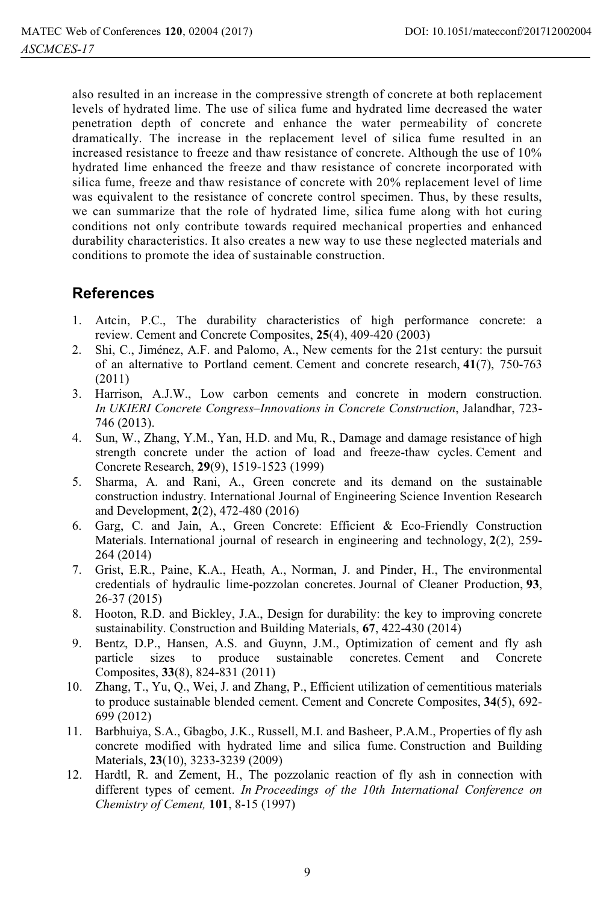also resulted in an increase in the compressive strength of concrete at both replacement levels of hydrated lime. The use of silica fume and hydrated lime decreased the water penetration depth of concrete and enhance the water permeability of concrete dramatically. The increase in the replacement level of silica fume resulted in an increased resistance to freeze and thaw resistance of concrete. Although the use of 10% hydrated lime enhanced the freeze and thaw resistance of concrete incorporated with silica fume, freeze and thaw resistance of concrete with 20% replacement level of lime was equivalent to the resistance of concrete control specimen. Thus, by these results, we can summarize that the role of hydrated lime, silica fume along with hot curing conditions not only contribute towards required mechanical properties and enhanced durability characteristics. It also creates a new way to use these neglected materials and conditions to promote the idea of sustainable construction.

## References

1. Aıtcin, P.C., The durability characteristics of high performance concrete: a review. Cement and Concrete Composites, **25**(4), 409-420 (2003)
2. Shi, C., Jiménez, A.F. and Palomo, A., New cements for the 21st century: the pursuit of an alternative to Portland cement. Cement and concrete research, **41**(7), 750-763 (2011)
3. Harrison, A.J.W., Low carbon cements and concrete in modern construction. *In UKIERI Concrete Congress–Innovations in Concrete Construction*, Jalandhar, 723-746 (2013).
4. Sun, W., Zhang, Y.M., Yan, H.D. and Mu, R., Damage and damage resistance of high strength concrete under the action of load and freeze-thaw cycles. Cement and Concrete Research, **29**(9), 1519-1523 (1999)
5. Sharma, A. and Rani, A., Green concrete and its demand on the sustainable construction industry. International Journal of Engineering Science Invention Research and Development, **2**(2), 472-480 (2016)
6. Garg, C. and Jain, A., Green Concrete: Efficient & Eco-Friendly Construction Materials. International journal of research in engineering and technology, **2**(2), 259-264 (2014)
7. Grist, E.R., Paine, K.A., Heath, A., Norman, J. and Pinder, H., The environmental credentials of hydraulic lime-pozzolan concretes. Journal of Cleaner Production, **93**, 26-37 (2015)
8. Hooton, R.D. and Bickley, J.A., Design for durability: the key to improving concrete sustainability. Construction and Building Materials, **67**, 422-430 (2014)
9. Bentz, D.P., Hansen, A.S. and Guynn, J.M., Optimization of cement and fly ash particle sizes to produce sustainable concretes. Cement and Concrete Composites, **33**(8), 824-831 (2011)
10. Zhang, T., Yu, Q., Wei, J. and Zhang, P., Efficient utilization of cementitious materials to produce sustainable blended cement. Cement and Concrete Composites, **34**(5), 692-699 (2012)
11. Barbhuiya, S.A., Gbagbo, J.K., Russell, M.I. and Basheer, P.A.M., Properties of fly ash concrete modified with hydrated lime and silica fume. Construction and Building Materials, **23**(10), 3233-3239 (2009)
12. Hardtl, R. and Zement, H., The pozzolanic reaction of fly ash in connection with different types of cement. *In Proceedings of the 10th International Conference on Chemistry of Cement,* **101**, 8-15 (1997)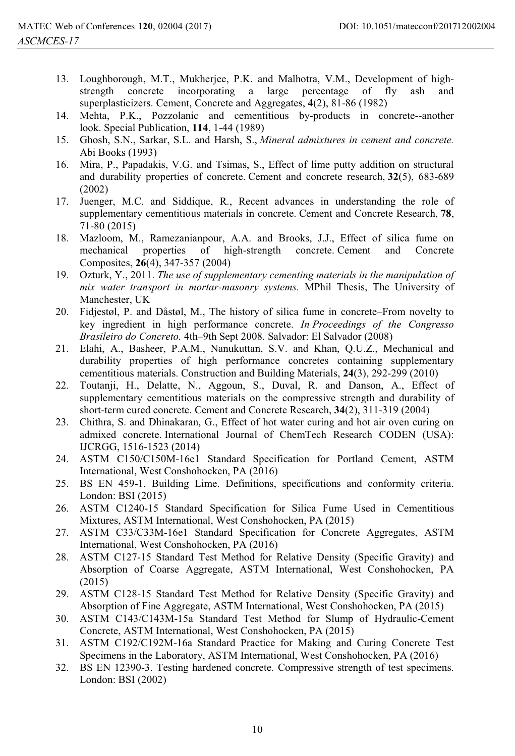13. Loughborough, M.T., Mukherjee, P.K. and Malhotra, V.M., Development of high-strength concrete incorporating a large percentage of fly ash and superplasticizers. Cement, Concrete and Aggregates, **4**(2), 81-86 (1982)
14. Mehta, P.K., Pozzolanic and cementitious by-products in concrete--another look. Special Publication, **114**, 1-44 (1989)
15. Ghosh, S.N., Sarkar, S.L. and Harsh, S., *Mineral admixtures in cement and concrete.* Abi Books (1993)
16. Mira, P., Papadakis, V.G. and Tsimas, S., Effect of lime putty addition on structural and durability properties of concrete. Cement and concrete research, **32**(5), 683-689 (2002)
17. Juenger, M.C. and Siddique, R., Recent advances in understanding the role of supplementary cementitious materials in concrete. Cement and Concrete Research, **78**, 71-80 (2015)
18. Mazloom, M., Ramezanianpour, A.A. and Brooks, J.J., Effect of silica fume on mechanical properties of high-strength concrete. Cement and Concrete Composites, **26**(4), 347-357 (2004)
19. Ozturk, Y., 2011. *The use of supplementary cementing materials in the manipulation of mix water transport in mortar-masonry systems.* MPhil Thesis, The University of Manchester, UK
20. Fidjestøl, P. and Dåstøl, M., The history of silica fume in concrete–From novelty to key ingredient in high performance concrete. *In Proceedings of the Congresso Brasileiro do Concreto.* 4th–9th Sept 2008. Salvador: El Salvador (2008)
21. Elahi, A., Basheer, P.A.M., Nanukuttan, S.V. and Khan, Q.U.Z., Mechanical and durability properties of high performance concretes containing supplementary cementitious materials. Construction and Building Materials, **24**(3), 292-299 (2010)
22. Toutanji, H., Delatte, N., Aggoun, S., Duval, R. and Danson, A., Effect of supplementary cementitious materials on the compressive strength and durability of short-term cured concrete. Cement and Concrete Research, **34**(2), 311-319 (2004)
23. Chithra, S. and Dhinakaran, G., Effect of hot water curing and hot air oven curing on admixed concrete. International Journal of ChemTech Research CODEN (USA): IJCRGG, 1516-1523 (2014)
24. ASTM C150/C150M-16e1 Standard Specification for Portland Cement, ASTM International, West Conshohocken, PA (2016)
25. BS EN 459-1. Building Lime. Definitions, specifications and conformity criteria. London: BSI (2015)
26. ASTM C1240-15 Standard Specification for Silica Fume Used in Cementitious Mixtures, ASTM International, West Conshohocken, PA (2015)
27. ASTM C33/C33M-16e1 Standard Specification for Concrete Aggregates, ASTM International, West Conshohocken, PA (2016)
28. ASTM C127-15 Standard Test Method for Relative Density (Specific Gravity) and Absorption of Coarse Aggregate, ASTM International, West Conshohocken, PA (2015)
29. ASTM C128-15 Standard Test Method for Relative Density (Specific Gravity) and Absorption of Fine Aggregate, ASTM International, West Conshohocken, PA (2015)
30. ASTM C143/C143M-15a Standard Test Method for Slump of Hydraulic-Cement Concrete, ASTM International, West Conshohocken, PA (2015)
31. ASTM C192/C192M-16a Standard Practice for Making and Curing Concrete Test Specimens in the Laboratory, ASTM International, West Conshohocken, PA (2016)
32. BS EN 12390-3. Testing hardened concrete. Compressive strength of test specimens. London: BSI (2002)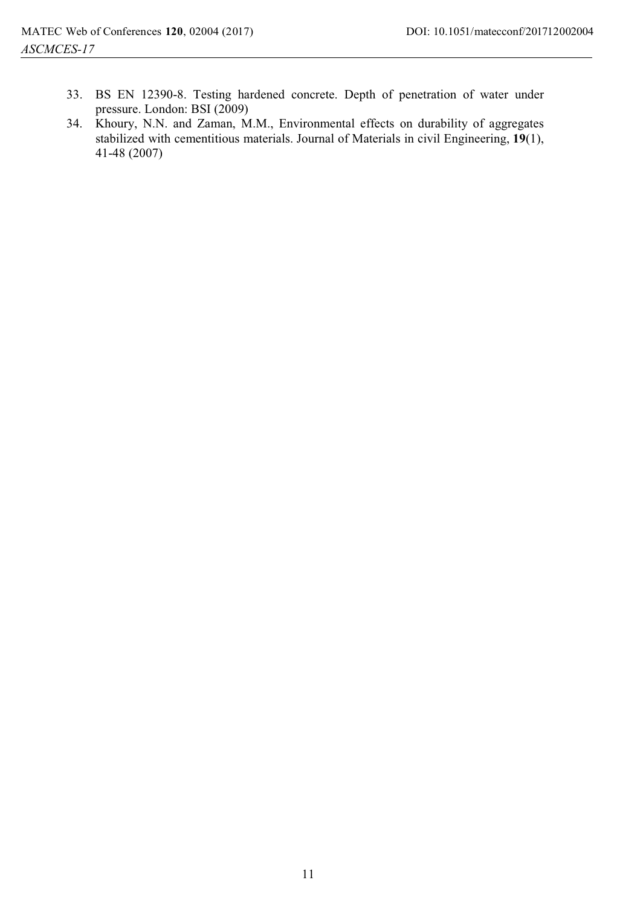33. BS EN 12390-8. Testing hardened concrete. Depth of penetration of water under pressure. London: BSI (2009)
34. Khoury, N.N. and Zaman, M.M., Environmental effects on durability of aggregates stabilized with cementitious materials. Journal of Materials in civil Engineering, **19**(1), 41-48 (2007)